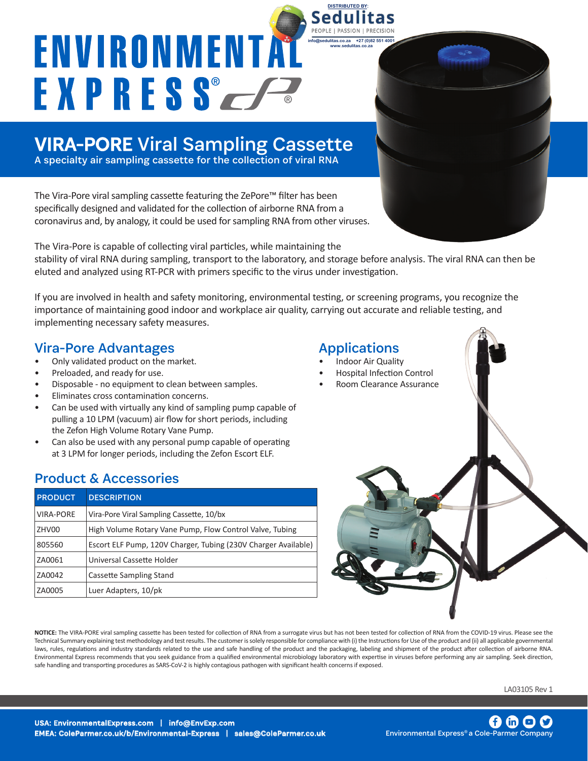# ENVIRONMENTAL EXPRESS®

DISTRIBUTED BY: Sedulitas
PEOPLE | PASSION | PRECISION
info@sedulitas.co.za +27 (0)82 551 4001
www.sedulitas.co.za

## VIRA-PORE Viral Sampling Cassette

A specialty air sampling cassette for the collection of viral RNA

The Vira-Pore viral sampling cassette featuring the ZePore™ filter has been specifically designed and validated for the collection of airborne RNA from a coronavirus and, by analogy, it could be used for sampling RNA from other viruses.

The Vira-Pore is capable of collecting viral particles, while maintaining the stability of viral RNA during sampling, transport to the laboratory, and storage before analysis. The viral RNA can then be eluted and analyzed using RT-PCR with primers specific to the virus under investigation.

If you are involved in health and safety monitoring, environmental testing, or screening programs, you recognize the importance of maintaining good indoor and workplace air quality, carrying out accurate and reliable testing, and implementing necessary safety measures.

### Vira-Pore Advantages

- Only validated product on the market.
- Preloaded, and ready for use.
- Disposable - no equipment to clean between samples.
- Eliminates cross contamination concerns.
- Can be used with virtually any kind of sampling pump capable of pulling a 10 LPM (vacuum) air flow for short periods, including the Zefon High Volume Rotary Vane Pump.
- Can also be used with any personal pump capable of operating at 3 LPM for longer periods, including the Zefon Escort ELF.

### Applications

- Indoor Air Quality
- Hospital Infection Control
- Room Clearance Assurance

### Product & Accessories

| PRODUCT | DESCRIPTION |
|---|---|
| VIRA-PORE | Vira-Pore Viral Sampling Cassette, 10/bx |
| ZHV00 | High Volume Rotary Vane Pump, Flow Control Valve, Tubing |
| 805560 | Escort ELF Pump, 120V Charger, Tubing (230V Charger Available) |
| ZA0061 | Universal Cassette Holder |
| ZA0042 | Cassette Sampling Stand |
| ZA0005 | Luer Adapters, 10/pk |

**NOTICE:** The VIRA-PORE viral sampling cassette has been tested for collection of RNA from a surrogate virus but has not been tested for collection of RNA from the COVID-19 virus. Please see the Technical Summary explaining test methodology and test results. The customer is solely responsible for compliance with (i) the Instructions for Use of the product and (ii) all applicable governmental laws, rules, regulations and industry standards related to the use and safe handling of the product and the packaging, labeling and shipment of the product after collection of airborne RNA. Environmental Express recommends that you seek guidance from a qualified environmental microbiology laboratory with expertise in viruses before performing any air sampling. Seek direction, safe handling and transporting procedures as SARS-CoV-2 is highly contagious pathogen with significant health concerns if exposed.

LA03105 Rev 1

USA: EnvironmentalExpress.com | info@EnvExp.com
EMEA: ColeParmer.co.uk/b/Environmental-Express | sales@ColeParmer.co.uk

Environmental Express® a Cole-Parmer Company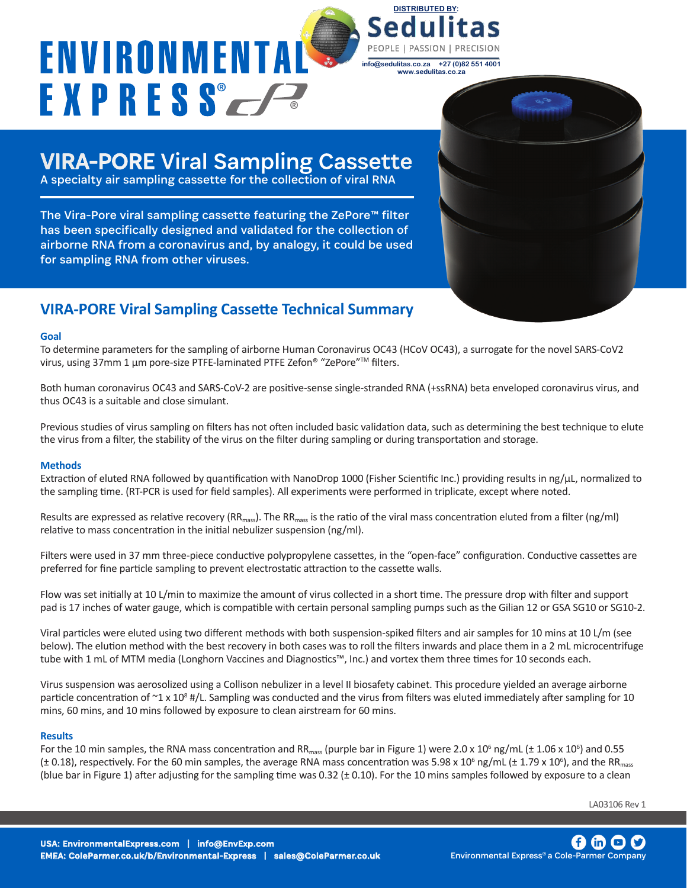# VIRA-PORE Viral Sampling Cassette

A specialty air sampling cassette for the collection of viral RNA

The Vira-Pore viral sampling cassette featuring the ZePore™ filter has been specifically designed and validated for the collection of airborne RNA from a coronavirus and, by analogy, it could be used for sampling RNA from other viruses.

## VIRA-PORE Viral Sampling Cassette Technical Summary

### Goal

To determine parameters for the sampling of airborne Human Coronavirus OC43 (HCoV OC43), a surrogate for the novel SARS-CoV2 virus, using 37mm 1 µm pore-size PTFE-laminated PTFE Zefon® "ZePore"™ filters.

Both human coronavirus OC43 and SARS-CoV-2 are positive-sense single-stranded RNA (+ssRNA) beta enveloped coronavirus virus, and thus OC43 is a suitable and close simulant.

Previous studies of virus sampling on filters has not often included basic validation data, such as determining the best technique to elute the virus from a filter, the stability of the virus on the filter during sampling or during transportation and storage.

### Methods

Extraction of eluted RNA followed by quantification with NanoDrop 1000 (Fisher Scientific Inc.) providing results in ng/µL, normalized to the sampling time. (RT-PCR is used for field samples). All experiments were performed in triplicate, except where noted.

Results are expressed as relative recovery ($RR_{mass}$). The $RR_{mass}$ is the ratio of the viral mass concentration eluted from a filter (ng/ml) relative to mass concentration in the initial nebulizer suspension (ng/ml).

Filters were used in 37 mm three-piece conductive polypropylene cassettes, in the "open-face" configuration. Conductive cassettes are preferred for fine particle sampling to prevent electrostatic attraction to the cassette walls.

Flow was set initially at 10 L/min to maximize the amount of virus collected in a short time. The pressure drop with filter and support pad is 17 inches of water gauge, which is compatible with certain personal sampling pumps such as the Gilian 12 or GSA SG10 or SG10-2.

Viral particles were eluted using two different methods with both suspension-spiked filters and air samples for 10 mins at 10 L/m (see below). The elution method with the best recovery in both cases was to roll the filters inwards and place them in a 2 mL microcentrifuge tube with 1 mL of MTM media (Longhorn Vaccines and Diagnostics™, Inc.) and vortex them three times for 10 seconds each.

Virus suspension was aerosolized using a Collison nebulizer in a level II biosafety cabinet. This procedure yielded an average airborne particle concentration of ~$1 \times 10^8$ #/L. Sampling was conducted and the virus from filters was eluted immediately after sampling for 10 mins, 60 mins, and 10 mins followed by exposure to clean airstream for 60 mins.

### Results

For the 10 min samples, the RNA mass concentration and $RR_{mass}$ (purple bar in Figure 1) were $2.0 \times 10^6$ ng/mL (± $1.06 \times 10^6$) and 0.55 (± 0.18), respectively. For the 60 min samples, the average RNA mass concentration was $5.98 \times 10^6$ ng/mL (± $1.79 \times 10^6$), and the $RR_{mass}$ (blue bar in Figure 1) after adjusting for the sampling time was 0.32 (± 0.10). For the 10 mins samples followed by exposure to a clean

LA03106 Rev 1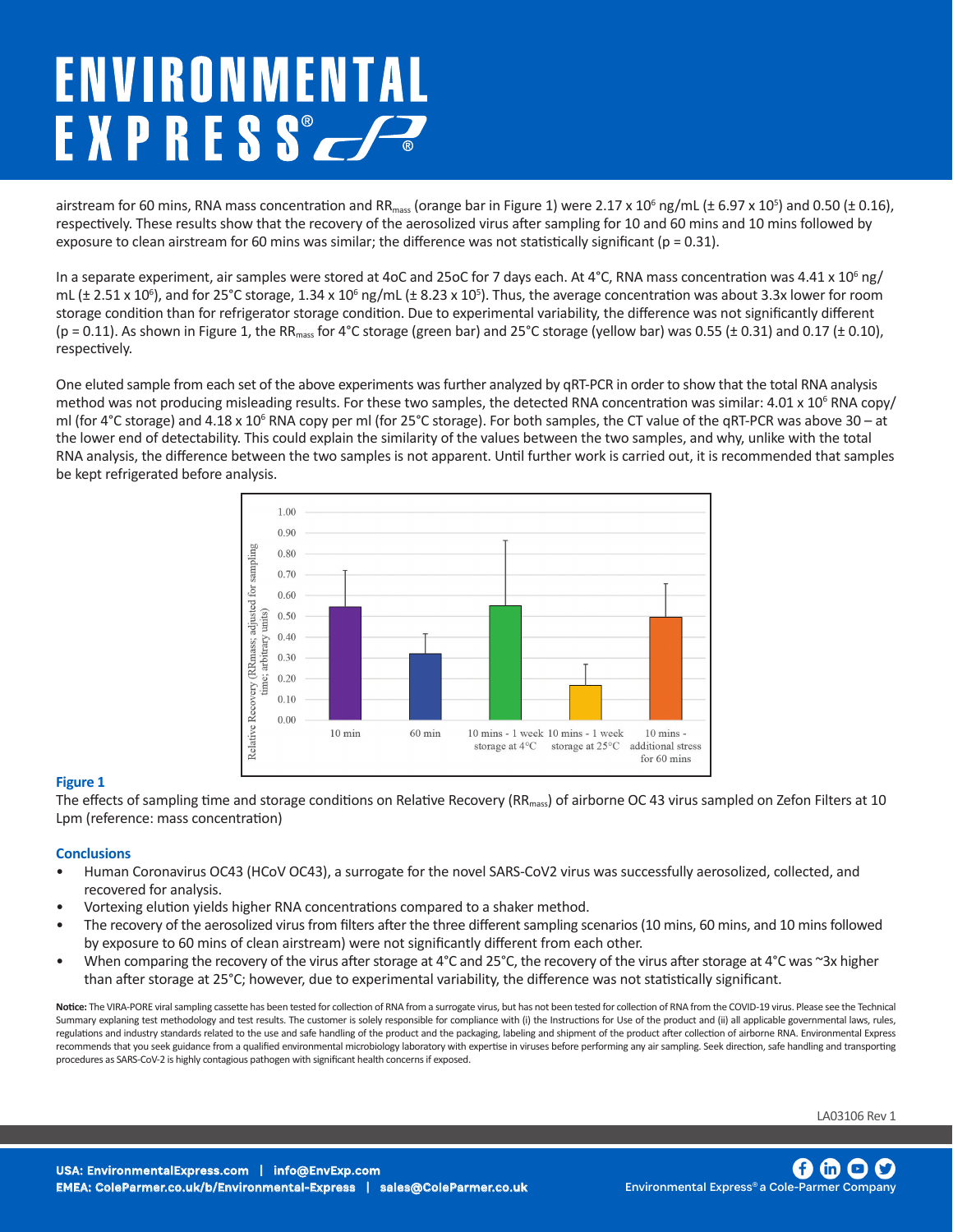airstream for 60 mins, RNA mass concentration and $RR_{mass}$ (orange bar in Figure 1) were 2.17 x $10^6$ ng/mL (± 6.97 x $10^5$) and 0.50 (± 0.16), respectively. These results show that the recovery of the aerosolized virus after sampling for 10 and 60 mins and 10 mins followed by exposure to clean airstream for 60 mins was similar; the difference was not statistically significant ($p = 0.31$).

In a separate experiment, air samples were stored at 4oC and 25oC for 7 days each. At 4°C, RNA mass concentration was 4.41 x $10^6$ ng/mL (± 2.51 x $10^6$), and for 25°C storage, 1.34 x $10^6$ ng/mL (± 8.23 x $10^5$). Thus, the average concentration was about 3.3x lower for room storage condition than for refrigerator storage condition. Due to experimental variability, the difference was not significantly different ($p = 0.11$). As shown in Figure 1, the $RR_{mass}$ for 4°C storage (green bar) and 25°C storage (yellow bar) was 0.55 (± 0.31) and 0.17 (± 0.10), respectively.

One eluted sample from each set of the above experiments was further analyzed by qRT-PCR in order to show that the total RNA analysis method was not producing misleading results. For these two samples, the detected RNA concentration was similar: 4.01 x $10^6$ RNA copy/ml (for 4°C storage) and 4.18 x $10^6$ RNA copy per ml (for 25°C storage). For both samples, the CT value of the qRT-PCR was above 30 – at the lower end of detectability. This could explain the similarity of the values between the two samples, and why, unlike with the total RNA analysis, the difference between the two samples is not apparent. Until further work is carried out, it is recommended that samples be kept refrigerated before analysis.

Relative Recovery (RRmass; adjusted for sampling time; arbitrary units)

1.00
0.90
0.80
0.70
0.60
0.50
0.40
0.30
0.20
0.10
0.00

10 min
60 min
10 mins - 1 week storage at 4°C
10 mins - 1 week storage at 25°C
10 mins - additional stress for 60 mins

**Figure 1**

The effects of sampling time and storage conditions on Relative Recovery ($RR_{mass}$) of airborne OC 43 virus sampled on Zefon Filters at 10 Lpm (reference: mass concentration)

## Conclusions

- Human Coronavirus OC43 (HCoV OC43), a surrogate for the novel SARS-CoV2 virus was successfully aerosolized, collected, and recovered for analysis.
- Vortexing elution yields higher RNA concentrations compared to a shaker method.
- The recovery of the aerosolized virus from filters after the three different sampling scenarios (10 mins, 60 mins, and 10 mins followed by exposure to 60 mins of clean airstream) were not significantly different from each other.
- When comparing the recovery of the virus after storage at 4°C and 25°C, the recovery of the virus after storage at 4°C was ~3x higher than after storage at 25°C; however, due to experimental variability, the difference was not statistically significant.

**Notice:** The VIRA-PORE viral sampling cassette has been tested for collection of RNA from a surrogate virus, but has not been tested for collection of RNA from the COVID-19 virus. Please see the Technical Summary explaining test methodology and test results. The customer is solely responsible for compliance with (i) the Instructions for Use of the product and (ii) all applicable governmental laws, rules, regulations and industry standards related to the use and safe handling of the product and the packaging, labeling and shipment of the product after collection of airborne RNA. Environmental Express recommends that you seek guidance from a qualified environmental microbiology laboratory with expertise in viruses before performing any air sampling. Seek direction, safe handling and transporting procedures as SARS-CoV-2 is highly contagious pathogen with significant health concerns if exposed.

LA03106 Rev 1